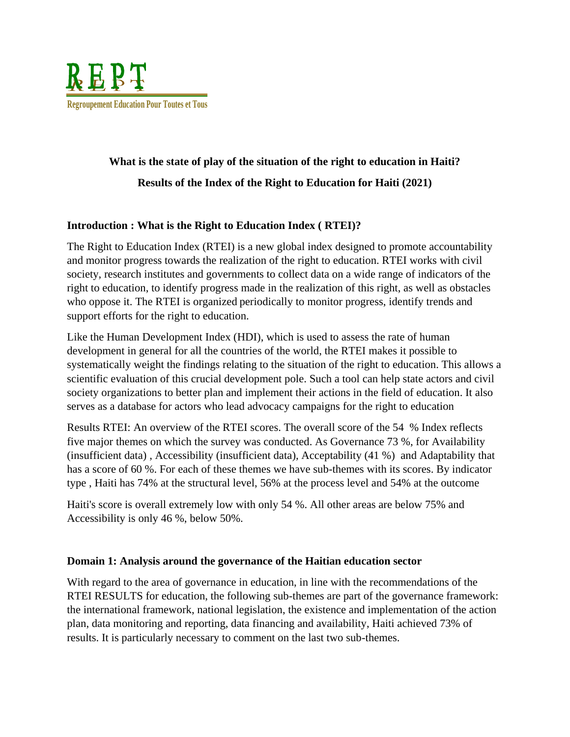REPT

Regroupement Education Pour Toutes et Tous

# What is the state of play of the situation of the right to education in Haiti?

# Results of the Index of the Right to Education for Haiti (2021)

## Introduction : What is the Right to Education Index ( RTEI)?

The Right to Education Index (RTEI) is a new global index designed to promote accountability and monitor progress towards the realization of the right to education. RTEI works with civil society, research institutes and governments to collect data on a wide range of indicators of the right to education, to identify progress made in the realization of this right, as well as obstacles who oppose it. The RTEI is organized periodically to monitor progress, identify trends and support efforts for the right to education.

Like the Human Development Index (HDI), which is used to assess the rate of human development in general for all the countries of the world, the RTEI makes it possible to systematically weight the findings relating to the situation of the right to education. This allows a scientific evaluation of this crucial development pole. Such a tool can help state actors and civil society organizations to better plan and implement their actions in the field of education. It also serves as a database for actors who lead advocacy campaigns for the right to education

Results RTEI: An overview of the RTEI scores. The overall score of the 54 % Index reflects five major themes on which the survey was conducted. As Governance 73 %, for Availability (insufficient data) , Accessibility (insufficient data), Acceptability (41 %) and Adaptability that has a score of 60 %. For each of these themes we have sub-themes with its scores. By indicator type , Haiti has 74% at the structural level, 56% at the process level and 54% at the outcome

Haiti's score is overall extremely low with only 54 %. All other areas are below 75% and Accessibility is only 46 %, below 50%.

## Domain 1: Analysis around the governance of the Haitian education sector

With regard to the area of governance in education, in line with the recommendations of the RTEI RESULTS for education, the following sub-themes are part of the governance framework: the international framework, national legislation, the existence and implementation of the action plan, data monitoring and reporting, data financing and availability, Haiti achieved 73% of results. It is particularly necessary to comment on the last two sub-themes.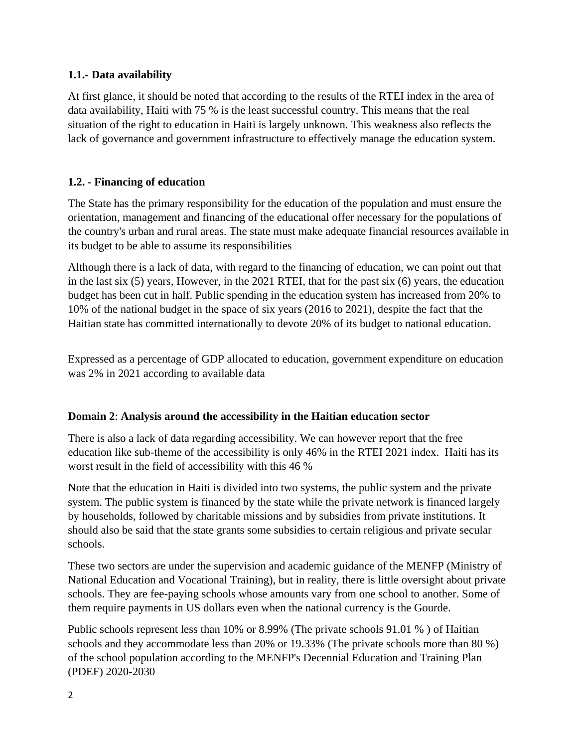### 1.1.- Data availability

At first glance, it should be noted that according to the results of the RTEI index in the area of data availability, Haiti with 75 % is the least successful country. This means that the real situation of the right to education in Haiti is largely unknown. This weakness also reflects the lack of governance and government infrastructure to effectively manage the education system.

### 1.2. - Financing of education

The State has the primary responsibility for the education of the population and must ensure the orientation, management and financing of the educational offer necessary for the populations of the country's urban and rural areas. The state must make adequate financial resources available in its budget to be able to assume its responsibilities

Although there is a lack of data, with regard to the financing of education, we can point out that in the last six (5) years, However, in the 2021 RTEI, that for the past six (6) years, the education budget has been cut in half. Public spending in the education system has increased from 20% to 10% of the national budget in the space of six years (2016 to 2021), despite the fact that the Haitian state has committed internationally to devote 20% of its budget to national education.

Expressed as a percentage of GDP allocated to education, government expenditure on education was 2% in 2021 according to available data

### Domain 2: Analysis around the accessibility in the Haitian education sector

There is also a lack of data regarding accessibility. We can however report that the free education like sub-theme of the accessibility is only 46% in the RTEI 2021 index. Haiti has its worst result in the field of accessibility with this 46 %

Note that the education in Haiti is divided into two systems, the public system and the private system. The public system is financed by the state while the private network is financed largely by households, followed by charitable missions and by subsidies from private institutions. It should also be said that the state grants some subsidies to certain religious and private secular schools.

These two sectors are under the supervision and academic guidance of the MENFP (Ministry of National Education and Vocational Training), but in reality, there is little oversight about private schools. They are fee-paying schools whose amounts vary from one school to another. Some of them require payments in US dollars even when the national currency is the Gourde.

Public schools represent less than 10% or 8.99% (The private schools 91.01 % ) of Haitian schools and they accommodate less than 20% or 19.33% (The private schools more than 80 %) of the school population according to the MENFP's Decennial Education and Training Plan (PDEF) 2020-2030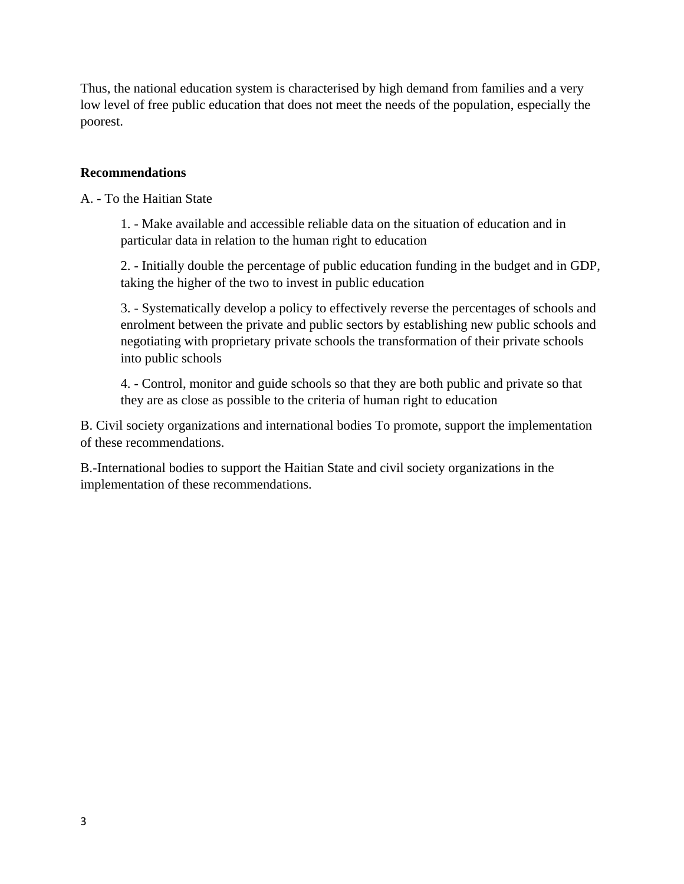Thus, the national education system is characterised by high demand from families and a very low level of free public education that does not meet the needs of the population, especially the poorest.

**Recommendations**

A. - To the Haitian State

> 1. - Make available and accessible reliable data on the situation of education and in particular data in relation to the human right to education
>
> 2. - Initially double the percentage of public education funding in the budget and in GDP, taking the higher of the two to invest in public education
>
> 3. - Systematically develop a policy to effectively reverse the percentages of schools and enrolment between the private and public sectors by establishing new public schools and negotiating with proprietary private schools the transformation of their private schools into public schools
>
> 4. - Control, monitor and guide schools so that they are both public and private so that they are as close as possible to the criteria of human right to education

B. Civil society organizations and international bodies To promote, support the implementation of these recommendations.

B.-International bodies to support the Haitian State and civil society organizations in the implementation of these recommendations.